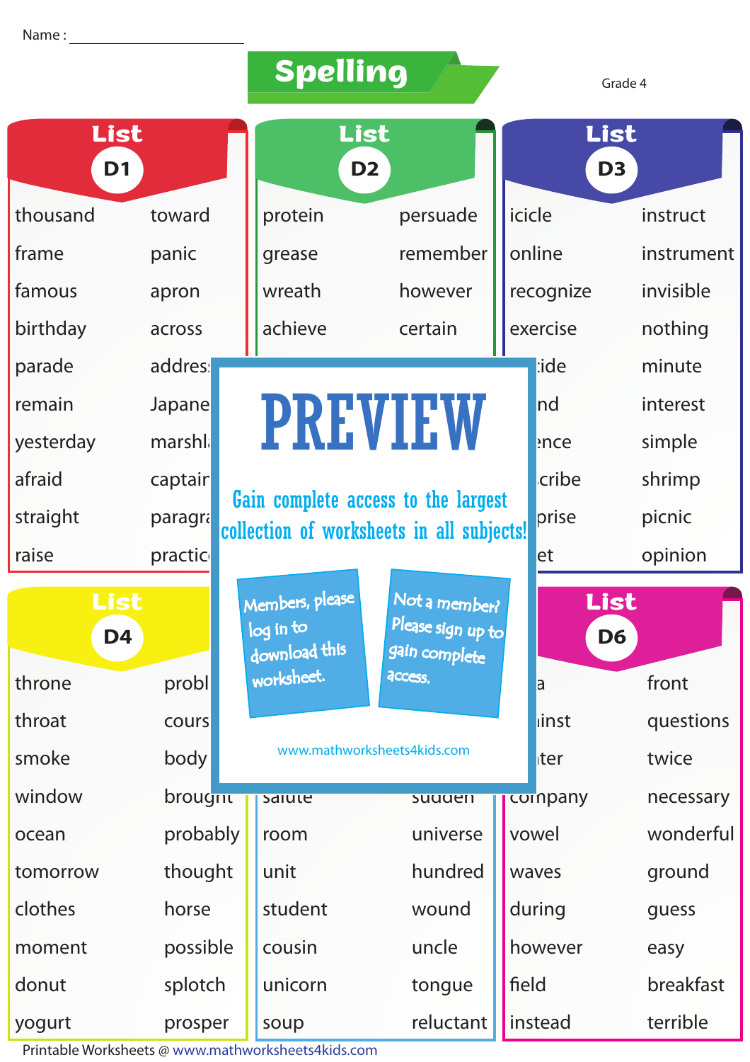Name : ____________________

# Spelling

Grade 4

## List D1

| | |
|---|---|
| thousand | toward |
| frame | panic |
| famous | apron |
| birthday | across |
| parade | addres |
| remain | Japane |
| yesterday | marshl |
| afraid | captair |
| straight | paragr |
| raise | practic |

## List D2

| | |
|---|---|
| protein | persuade |
| grease | remember |
| wreath | however |
| achieve | certain |

## List D3

| | |
|---|---|
| icicle | instruct |
| online | instrument |
| recognize | invisible |
| exercise | nothing |
| tide | minute |
| nd | interest |
| ence | simple |
| cribe | shrimp |
| prise | picnic |
| et | opinion |

**PREVIEW**

Gain complete access to the largest collection of worksheets in all subjects!

Members, please log in to download this worksheet.

Not a member? Please sign up to gain complete access.

www.mathworksheets4kids.com

## List D4

| | |
|---|---|
| throne | probl |
| throat | cours |
| smoke | body |
| window | brought |
| ocean | probably |
| tomorrow | thought |
| clothes | horse |
| moment | possible |
| donut | splotch |
| yogurt | prosper |

## List D5

| | |
|---|---|
| salute | sudden |
| room | universe |
| unit | hundred |
| student | wound |
| cousin | uncle |
| unicorn | tongue |
| soup | reluctant |

## List D6

| | |
|---|---|
| a | front |
| inst | questions |
| ter | twice |
| company | necessary |
| vowel | wonderful |
| waves | ground |
| during | guess |
| however | easy |
| field | breakfast |
| instead | terrible |

Printable Worksheets @ www.mathworksheets4kids.com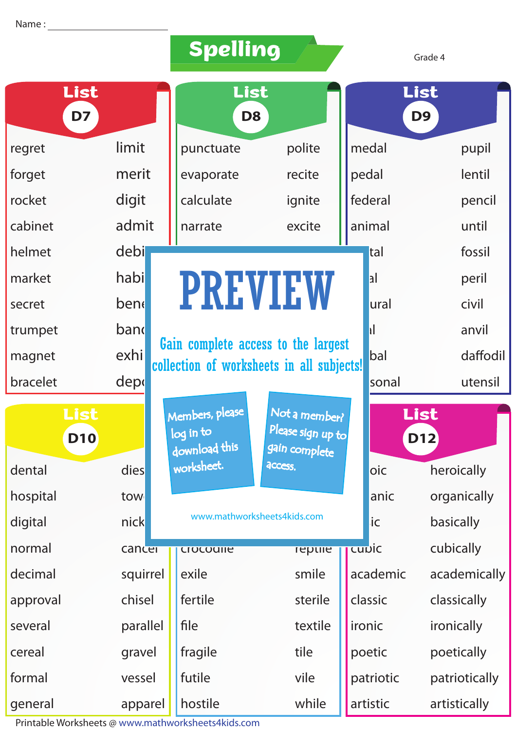Name : ____________________

# Spelling

Grade 4

## List D7

| | |
|---|---|
| regret | limit |
| forget | merit |
| rocket | digit |
| cabinet | admit |
| helmet | debi |
| market | habi |
| secret | bene |
| trumpet | banc |
| magnet | exhi |
| bracelet | depo |

## List D8

| | |
|---|---|
| punctuate | polite |
| evaporate | recite |
| calculate | ignite |
| narrate | excite |

## List D9

| | |
|---|---|
| medal | pupil |
| pedal | lentil |
| federal | pencil |
| animal | until |
| tal | fossil |
| al | peril |
| ural | civil |
| l | anvil |
| bal | daffodil |
| sonal | utensil |

# PREVIEW

Gain complete access to the largest collection of worksheets in all subjects!

Members, please log in to download this worksheet.

Not a member? Please sign up to gain complete access.

www.mathworksheets4kids.com

## List D10

| | |
|---|---|
| dental | dies |
| hospital | tow |
| digital | nick |
| normal | cancel |
| decimal | squirrel |
| approval | chisel |
| several | parallel |
| cereal | gravel |
| formal | vessel |
| general | apparel |

## List D11

| | |
|---|---|
| crocodile | reptile |
| exile | smile |
| fertile | sterile |
| file | textile |
| fragile | tile |
| futile | vile |
| hostile | while |

## List D12

| | |
|---|---|
| oic | heroically |
| anic | organically |
| ic | basically |
| cubic | cubically |
| academic | academically |
| classic | classically |
| ironic | ironically |
| poetic | poetically |
| patriotic | patriotically |
| artistic | artistically |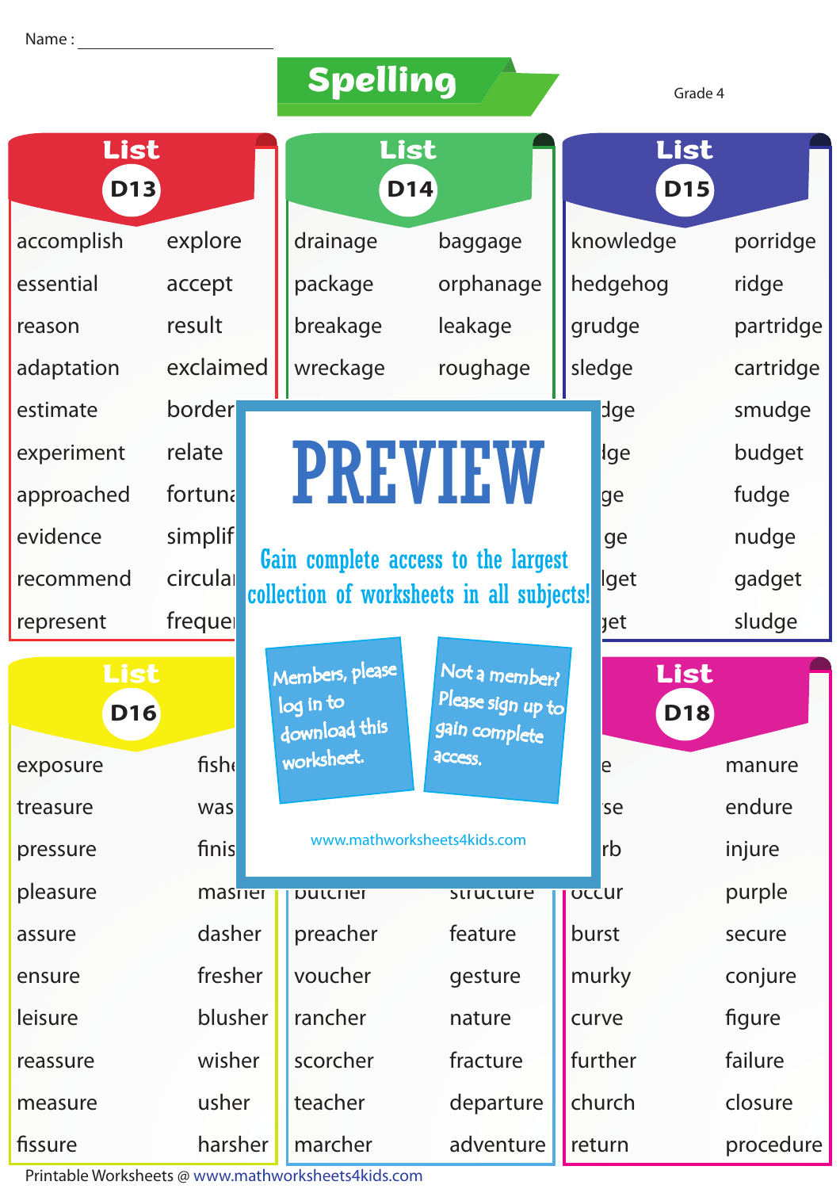Name : ____________________

# Spelling

Grade 4

## List D13

| | |
|---|---|
| accomplish | explore |
| essential | accept |
| reason | result |
| adaptation | exclaimed |
| estimate | border |
| experiment | relate |
| approached | fortuna |
| evidence | simplif |
| recommend | circula |
| represent | freque |

## List D14

| | |
|---|---|
| drainage | baggage |
| package | orphanage |
| breakage | leakage |
| wreckage | roughage |

## List D15

| | |
|---|---|
| knowledge | porridge |
| hedgehog | ridge |
| grudge | partridge |
| sledge | cartridge |
| dge | smudge |
| dge | budget |
| ge | fudge |
| ge | nudge |
| lget | gadget |
| get | sludge |

# PREVIEW

Gain complete access to the largest collection of worksheets in all subjects!

Members, please log in to download this worksheet.

Not a member? Please sign up to gain complete access.

www.mathworksheets4kids.com

## List D16

| | |
|---|---|
| exposure | fish |
| treasure | was |
| pressure | finis |
| pleasure | masher |
| assure | dasher |
| ensure | fresher |
| leisure | blusher |
| reassure | wisher |
| measure | usher |
| fissure | harsher |

## List D17

| | |
|---|---|
| butcher | structure |
| preacher | feature |
| voucher | gesture |
| rancher | nature |
| scorcher | fracture |
| teacher | departure |
| marcher | adventure |

## List D18

| | |
|---|---|
| e | manure |
| se | endure |
| rb | injure |
| occur | purple |
| burst | secure |
| murky | conjure |
| curve | figure |
| further | failure |
| church | closure |
| return | procedure |

Printable Worksheets @ www.mathworksheets4kids.com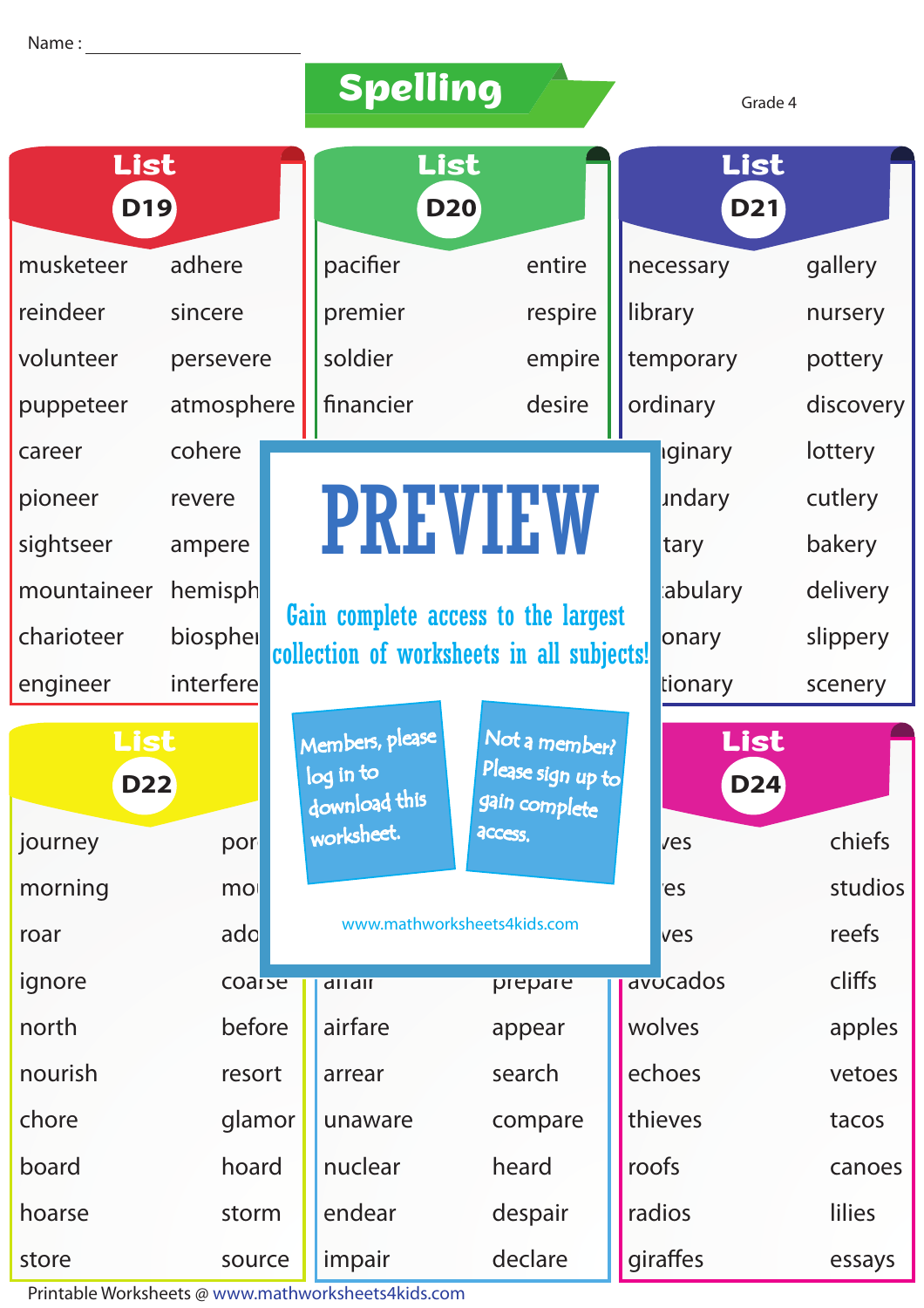Name : ____________________

# Spelling

Grade 4

## List D19

| | |
|---|---|
| musketeer | adhere |
| reindeer | sincere |
| volunteer | persevere |
| puppeteer | atmosphere |
| career | cohere |
| pioneer | revere |
| sightseer | ampere |
| mountaineer | hemisph |
| charioteer | biosphe |
| engineer | interfere |

## List D20

| | |
|---|---|
| pacifier | entire |
| premier | respire |
| soldier | empire |
| financier | desire |

## List D21

| | |
|---|---|
| necessary | gallery |
| library | nursery |
| temporary | pottery |
| ordinary | discovery |
| ıginary | lottery |
| ındary | cutlery |
| tary | bakery |
| abulary | delivery |
| onary | slippery |
| tionary | scenery |

# PREVIEW

Gain complete access to the largest collection of worksheets in all subjects!

Members, please log in to download this worksheet.

Not a member? Please sign up to gain complete access.

www.mathworksheets4kids.com

## List D22

| | |
|---|---|
| journey | por |
| morning | mo |
| roar | ado |
| ignore | coarse |
| north | before |
| nourish | resort |
| chore | glamor |
| board | hoard |
| hoarse | storm |
| store | source |

## List D23

| | |
|---|---|
| affair | prepare |
| airfare | appear |
| arrear | search |
| unaware | compare |
| nuclear | heard |
| endear | despair |
| impair | declare |

## List D24

| | |
|---|---|
| ves | chiefs |
| es | studios |
| ves | reefs |
| avocados | cliffs |
| wolves | apples |
| echoes | vetoes |
| thieves | tacos |
| roofs | canoes |
| radios | lilies |
| giraffes | essays |

Printable Worksheets @ www.mathworksheets4kids.com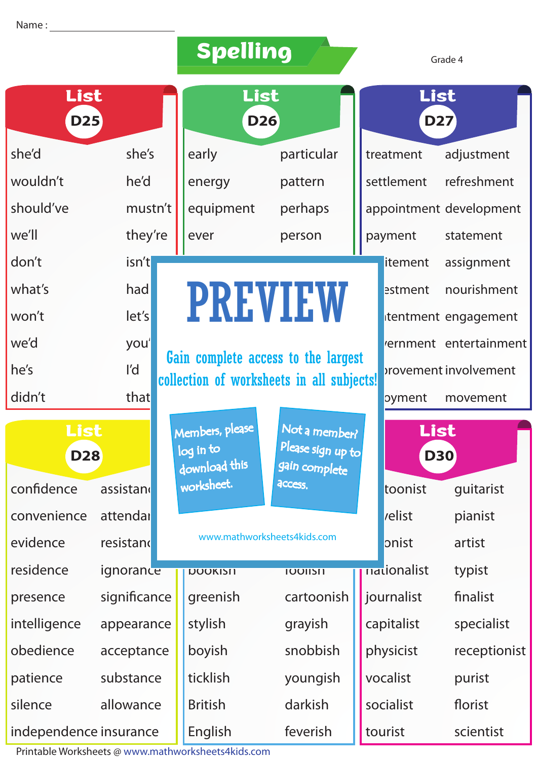Name : ____________________

# Spelling

Grade 4

## List D25

| | |
|---|---|
| she'd | she's |
| wouldn't | he'd |
| should've | mustn't |
| we'll | they're |
| don't | isn't |
| what's | had |
| won't | let's |
| we'd | you' |
| he's | I'd |
| didn't | that |

## List D26

| | |
|---|---|
| early | particular |
| energy | pattern |
| equipment | perhaps |
| ever | person |

## List D27

| | |
|---|---|
| treatment | adjustment |
| settlement | refreshment |
| appointment | development |
| payment | statement |
| itement | assignment |
| estment | nourishment |
| tentment | engagement |
| ernment | entertainment |
| provement | involvement |
| oyment | movement |

## PREVIEW

Gain complete access to the largest collection of worksheets in all subjects!

Members, please log in to download this worksheet.

Not a member? Please sign up to gain complete access.

www.mathworksheets4kids.com

## List D28

| | |
|---|---|
| confidence | assistan |
| convenience | attendar |
| evidence | resistanc |
| residence | ignorance |
| presence | significance |
| intelligence | appearance |
| obedience | acceptance |
| patience | substance |
| silence | allowance |
| independence | insurance |

## List D29

| | |
|---|---|
| bookish | foolish |
| greenish | cartoonish |
| stylish | grayish |
| boyish | snobbish |
| ticklish | youngish |
| British | darkish |
| English | feverish |

## List D30

| | |
|---|---|
| toonist | guitarist |
| elist | pianist |
| onist | artist |
| nationalist | typist |
| journalist | finalist |
| capitalist | specialist |
| physicist | receptionist |
| vocalist | purist |
| socialist | florist |
| tourist | scientist |

Printable Worksheets @ www.mathworksheets4kids.com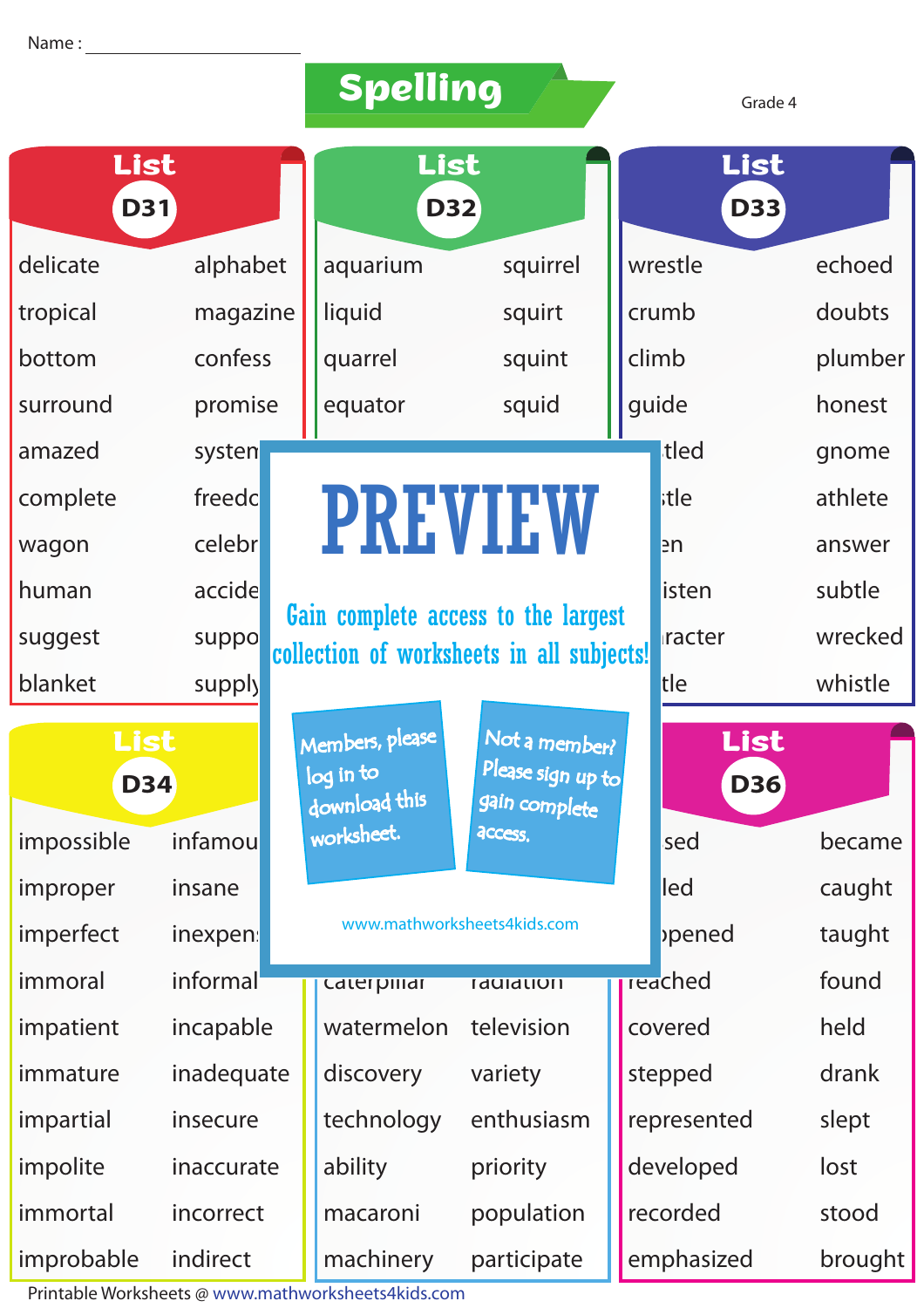Name : ____________________

# Spelling

Grade 4

## List D31

| | |
|---|---|
| delicate | alphabet |
| tropical | magazine |
| bottom | confess |
| surround | promise |
| amazed | system |
| complete | freedc |
| wagon | celebr |
| human | accide |
| suggest | suppo |
| blanket | supply |

## List D32

| | |
|---|---|
| aquarium | squirrel |
| liquid | squirt |
| quarrel | squint |
| equator | squid |

## List D33

| | |
|---|---|
| wrestle | echoed |
| crumb | doubts |
| climb | plumber |
| guide | honest |
| tled | gnome |
| stle | athlete |
| en | answer |
| isten | subtle |
| racter | wrecked |
| tle | whistle |

## List D34

| | |
|---|---|
| impossible | infamou |
| improper | insane |
| imperfect | inexpen |
| immoral | informal |
| impatient | incapable |
| immature | inadequate |
| impartial | insecure |
| impolite | inaccurate |
| immortal | incorrect |
| improbable | indirect |

| | |
|---|---|
| caterpillar | radiation |
| watermelon | television |
| discovery | variety |
| technology | enthusiasm |
| ability | priority |
| macaroni | population |
| machinery | participate |

## List D36

| | |
|---|---|
| sed | became |
| led | caught |
| pened | taught |
| reached | found |
| covered | held |
| stepped | drank |
| represented | slept |
| developed | lost |
| recorded | stood |
| emphasized | brought |

# PREVIEW

Gain complete access to the largest collection of worksheets in all subjects!

Members, please log in to download this worksheet.

Not a member? Please sign up to gain complete access.

www.mathworksheets4kids.com

Printable Worksheets @ www.mathworksheets4kids.com